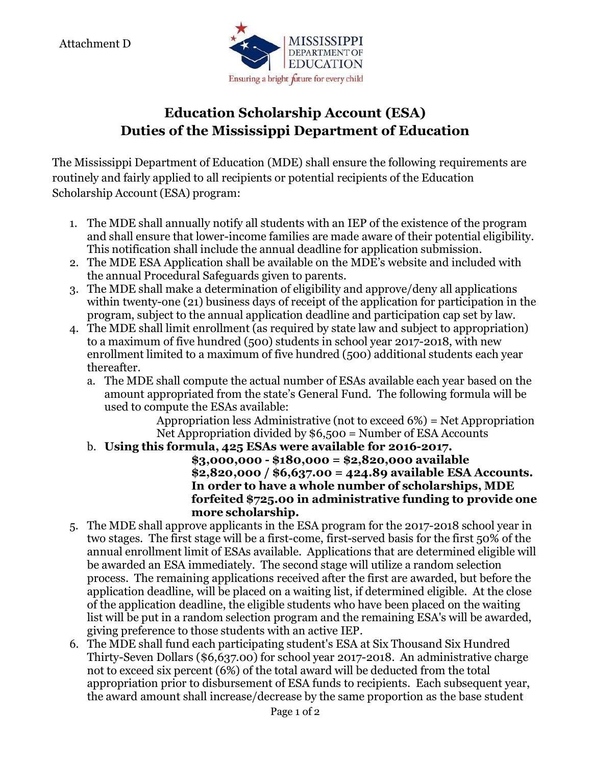Attachment D

# Education Scholarship Account (ESA)
# Duties of the Mississippi Department of Education

The Mississippi Department of Education (MDE) shall ensure the following requirements are routinely and fairly applied to all recipients or potential recipients of the Education Scholarship Account (ESA) program:

1. The MDE shall annually notify all students with an IEP of the existence of the program and shall ensure that lower-income families are made aware of their potential eligibility. This notification shall include the annual deadline for application submission.
2. The MDE ESA Application shall be available on the MDE's website and included with the annual Procedural Safeguards given to parents.
3. The MDE shall make a determination of eligibility and approve/deny all applications within twenty-one (21) business days of receipt of the application for participation in the program, subject to the annual application deadline and participation cap set by law.
4. The MDE shall limit enrollment (as required by state law and subject to appropriation) to a maximum of five hundred (500) students in school year 2017-2018, with new enrollment limited to a maximum of five hundred (500) additional students each year thereafter.
   a. The MDE shall compute the actual number of ESAs available each year based on the amount appropriated from the state's General Fund. The following formula will be used to compute the ESAs available:

      Appropriation less Administrative (not to exceed 6%) = Net Appropriation
      Net Appropriation divided by $6,500 = Number of ESA Accounts

   b. **Using this formula, 425 ESAs were available for 2016-2017.**

      **$3,000,000 - $180,000 = $2,820,000 available**
      **$2,820,000 / $6,637.00 = 424.89 available ESA Accounts. In order to have a whole number of scholarships, MDE forfeited $725.00 in administrative funding to provide one more scholarship.**
5. The MDE shall approve applicants in the ESA program for the 2017-2018 school year in two stages. The first stage will be a first-come, first-served basis for the first 50% of the annual enrollment limit of ESAs available. Applications that are determined eligible will be awarded an ESA immediately. The second stage will utilize a random selection process. The remaining applications received after the first are awarded, but before the application deadline, will be placed on a waiting list, if determined eligible. At the close of the application deadline, the eligible students who have been placed on the waiting list will be put in a random selection program and the remaining ESA's will be awarded, giving preference to those students with an active IEP.
6. The MDE shall fund each participating student's ESA at Six Thousand Six Hundred Thirty-Seven Dollars ($6,637.00) for school year 2017-2018. An administrative charge not to exceed six percent (6%) of the total award will be deducted from the total appropriation prior to disbursement of ESA funds to recipients. Each subsequent year, the award amount shall increase/decrease by the same proportion as the base student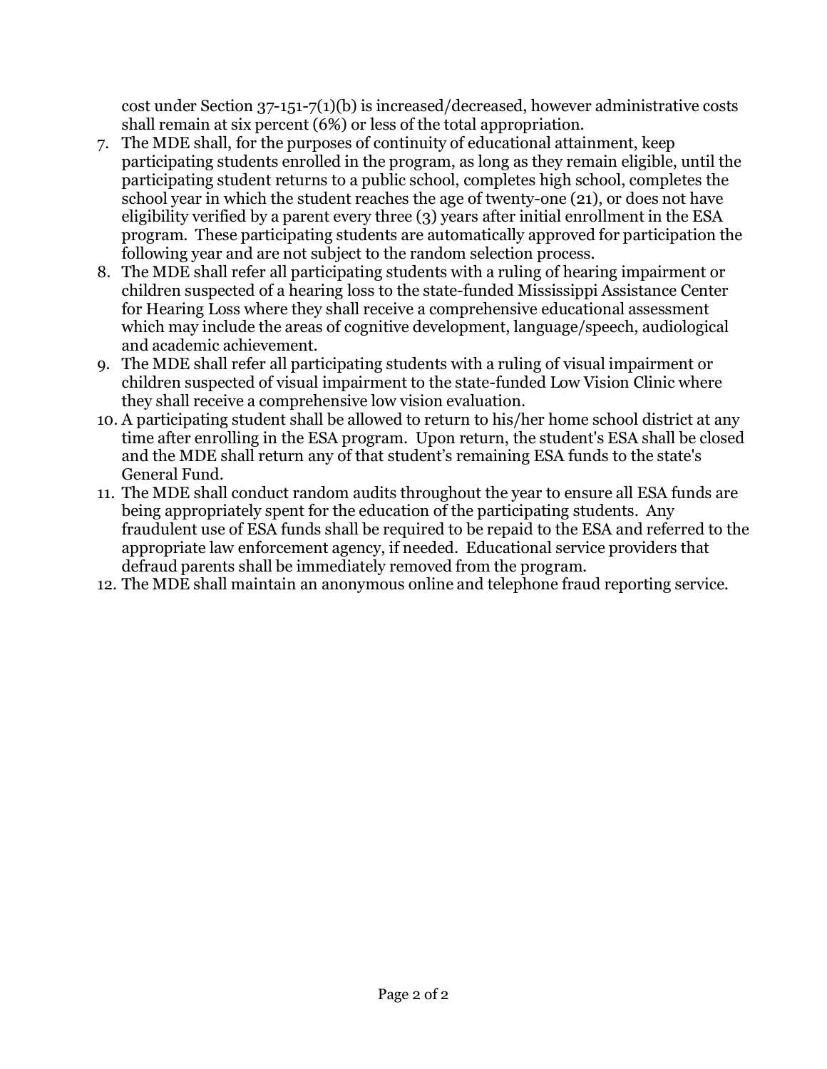cost under Section 37-151-7(1)(b) is increased/decreased, however administrative costs shall remain at six percent (6%) or less of the total appropriation.

7. The MDE shall, for the purposes of continuity of educational attainment, keep participating students enrolled in the program, as long as they remain eligible, until the participating student returns to a public school, completes high school, completes the school year in which the student reaches the age of twenty-one (21), or does not have eligibility verified by a parent every three (3) years after initial enrollment in the ESA program. These participating students are automatically approved for participation the following year and are not subject to the random selection process.
8. The MDE shall refer all participating students with a ruling of hearing impairment or children suspected of a hearing loss to the state-funded Mississippi Assistance Center for Hearing Loss where they shall receive a comprehensive educational assessment which may include the areas of cognitive development, language/speech, audiological and academic achievement.
9. The MDE shall refer all participating students with a ruling of visual impairment or children suspected of visual impairment to the state-funded Low Vision Clinic where they shall receive a comprehensive low vision evaluation.
10. A participating student shall be allowed to return to his/her home school district at any time after enrolling in the ESA program. Upon return, the student's ESA shall be closed and the MDE shall return any of that student's remaining ESA funds to the state's General Fund.
11. The MDE shall conduct random audits throughout the year to ensure all ESA funds are being appropriately spent for the education of the participating students. Any fraudulent use of ESA funds shall be required to be repaid to the ESA and referred to the appropriate law enforcement agency, if needed. Educational service providers that defraud parents shall be immediately removed from the program.
12. The MDE shall maintain an anonymous online and telephone fraud reporting service.